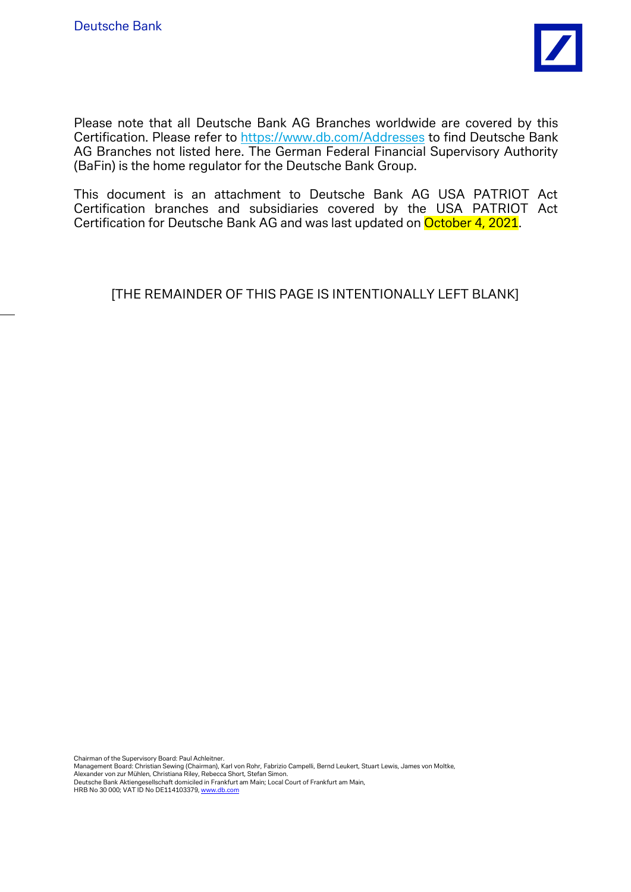Deutsche Bank

Please note that all Deutsche Bank AG Branches worldwide are covered by this Certification. Please refer to https://www.db.com/Addresses to find Deutsche Bank AG Branches not listed here. The German Federal Financial Supervisory Authority (BaFin) is the home regulator for the Deutsche Bank Group.

This document is an attachment to Deutsche Bank AG USA PATRIOT Act Certification branches and subsidiaries covered by the USA PATRIOT Act Certification for Deutsche Bank AG and was last updated on October 4, 2021.

[THE REMAINDER OF THIS PAGE IS INTENTIONALLY LEFT BLANK]

Chairman of the Supervisory Board: Paul Achleitner.
Management Board: Christian Sewing (Chairman), Karl von Rohr, Fabrizio Campelli, Bernd Leukert, Stuart Lewis, James von Moltke, Alexander von zur Mühlen, Christiana Riley, Rebecca Short, Stefan Simon.
Deutsche Bank Aktiengesellschaft domiciled in Frankfurt am Main; Local Court of Frankfurt am Main, HRB No 30 000; VAT ID No DE114103379, www.db.com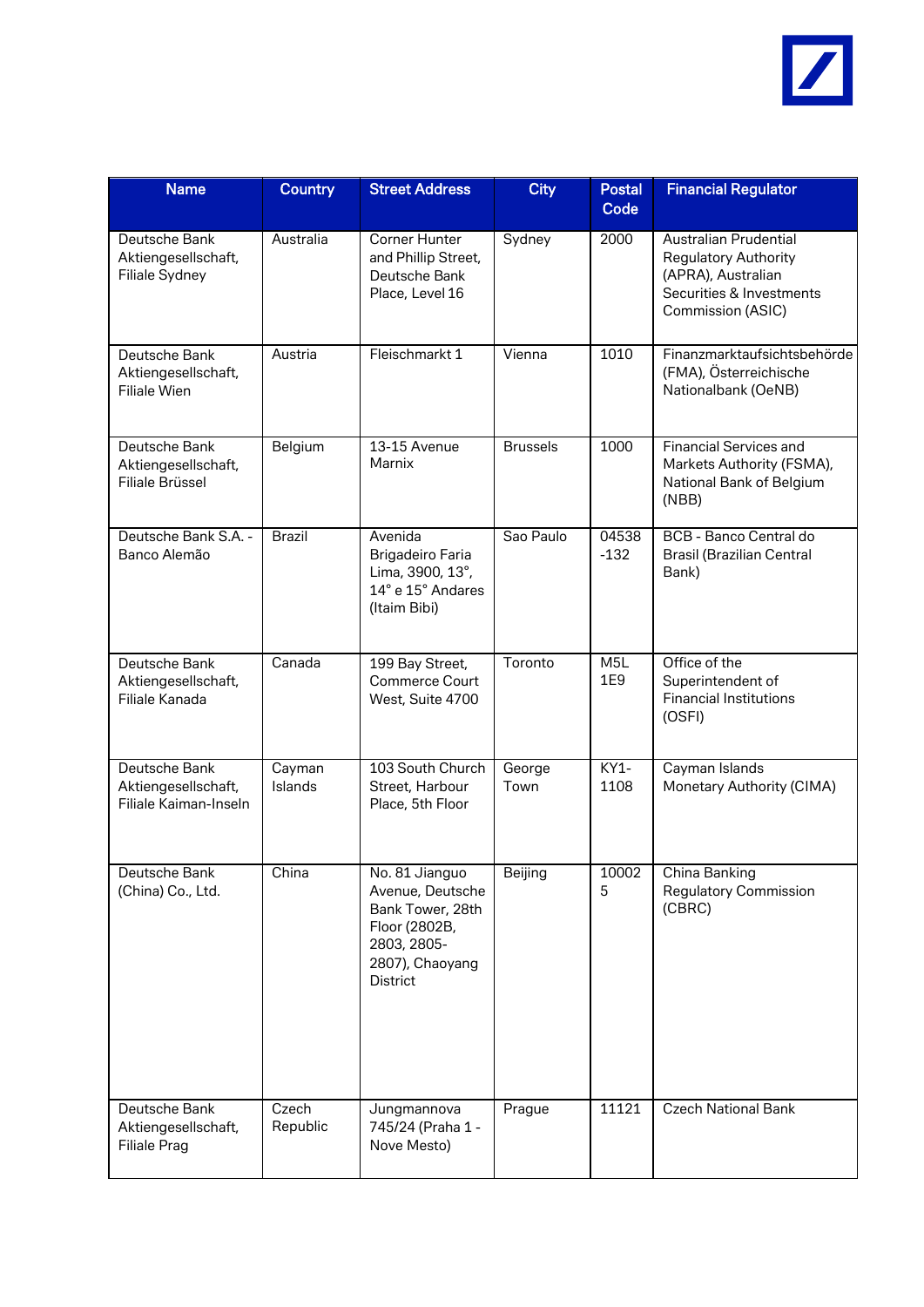| Name | Country | Street Address | City | Postal Code | Financial Regulator |
|---|---|---|---|---|---|
| Deutsche Bank Aktiengesellschaft, Filiale Sydney | Australia | Corner Hunter and Phillip Street, Deutsche Bank Place, Level 16 | Sydney | 2000 | Australian Prudential Regulatory Authority (APRA), Australian Securities & Investments Commission (ASIC) |
| Deutsche Bank Aktiengesellschaft, Filiale Wien | Austria | Fleischmarkt 1 | Vienna | 1010 | Finanzmarktaufsichtsbehörde (FMA), Österreichische Nationalbank (OeNB) |
| Deutsche Bank Aktiengesellschaft, Filiale Brüssel | Belgium | 13-15 Avenue Marnix | Brussels | 1000 | Financial Services and Markets Authority (FSMA), National Bank of Belgium (NBB) |
| Deutsche Bank S.A. - Banco Alemão | Brazil | Avenida Brigadeiro Faria Lima, 3900, 13°, 14° e 15° Andares (Itaim Bibi) | Sao Paulo | 04538-132 | BCB - Banco Central do Brasil (Brazilian Central Bank) |
| Deutsche Bank Aktiengesellschaft, Filiale Kanada | Canada | 199 Bay Street, Commerce Court West, Suite 4700 | Toronto | M5L 1E9 | Office of the Superintendent of Financial Institutions (OSFI) |
| Deutsche Bank Aktiengesellschaft, Filiale Kaiman-Inseln | Cayman Islands | 103 South Church Street, Harbour Place, 5th Floor | George Town | KY1-1108 | Cayman Islands Monetary Authority (CIMA) |
| Deutsche Bank (China) Co., Ltd. | China | No. 81 Jianguo Avenue, Deutsche Bank Tower, 28th Floor (2802B, 2803, 2805-2807), Chaoyang District | Beijing | 100025 | China Banking Regulatory Commission (CBRC) |
| Deutsche Bank Aktiengesellschaft, Filiale Prag | Czech Republic | Jungmannova 745/24 (Praha 1 - Nove Mesto) | Prague | 11121 | Czech National Bank |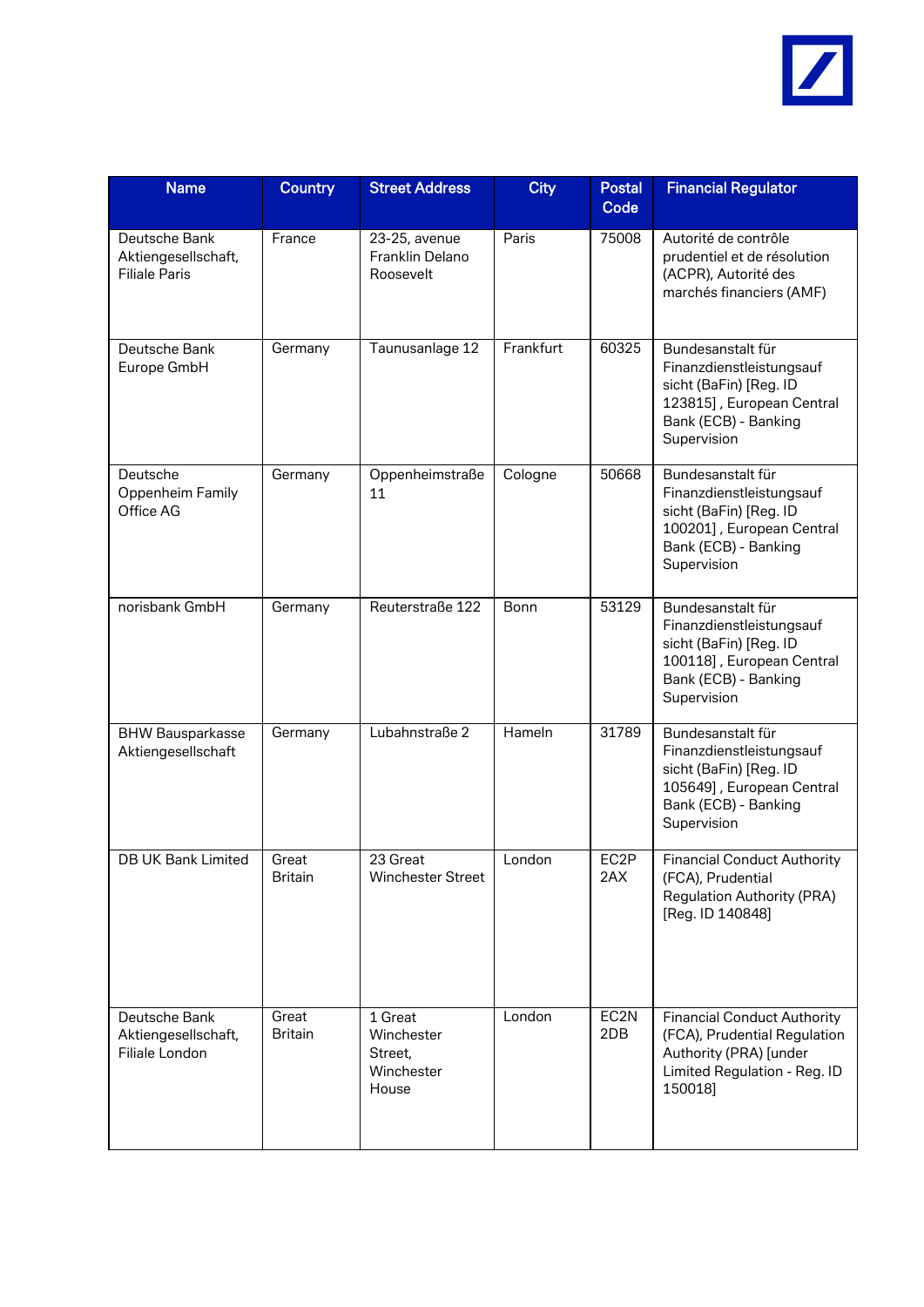| Name | Country | Street Address | City | Postal Code | Financial Regulator |
|---|---|---|---|---|---|
| Deutsche Bank Aktiengesellschaft, Filiale Paris | France | 23-25, avenue Franklin Delano Roosevelt | Paris | 75008 | Autorité de contrôle prudentiel et de résolution (ACPR), Autorité des marchés financiers (AMF) |
| Deutsche Bank Europe GmbH | Germany | Taunusanlage 12 | Frankfurt | 60325 | Bundesanstalt für Finanzdienstleistungsaufsicht (BaFin) [Reg. ID 123815] , European Central Bank (ECB) - Banking Supervision |
| Deutsche Oppenheim Family Office AG | Germany | Oppenheimstraße 11 | Cologne | 50668 | Bundesanstalt für Finanzdienstleistungsaufsicht (BaFin) [Reg. ID 100201] , European Central Bank (ECB) - Banking Supervision |
| norisbank GmbH | Germany | Reuterstraße 122 | Bonn | 53129 | Bundesanstalt für Finanzdienstleistungsaufsicht (BaFin) [Reg. ID 100118] , European Central Bank (ECB) - Banking Supervision |
| BHW Bausparkasse Aktiengesellschaft | Germany | Lubahnstraße 2 | Hameln | 31789 | Bundesanstalt für Finanzdienstleistungsaufsicht (BaFin) [Reg. ID 105649] , European Central Bank (ECB) - Banking Supervision |
| DB UK Bank Limited | Great Britain | 23 Great Winchester Street | London | EC2P 2AX | Financial Conduct Authority (FCA), Prudential Regulation Authority (PRA) [Reg. ID 140848] |
| Deutsche Bank Aktiengesellschaft, Filiale London | Great Britain | 1 Great Winchester Street, Winchester House | London | EC2N 2DB | Financial Conduct Authority (FCA), Prudential Regulation Authority (PRA) [under Limited Regulation - Reg. ID 150018] |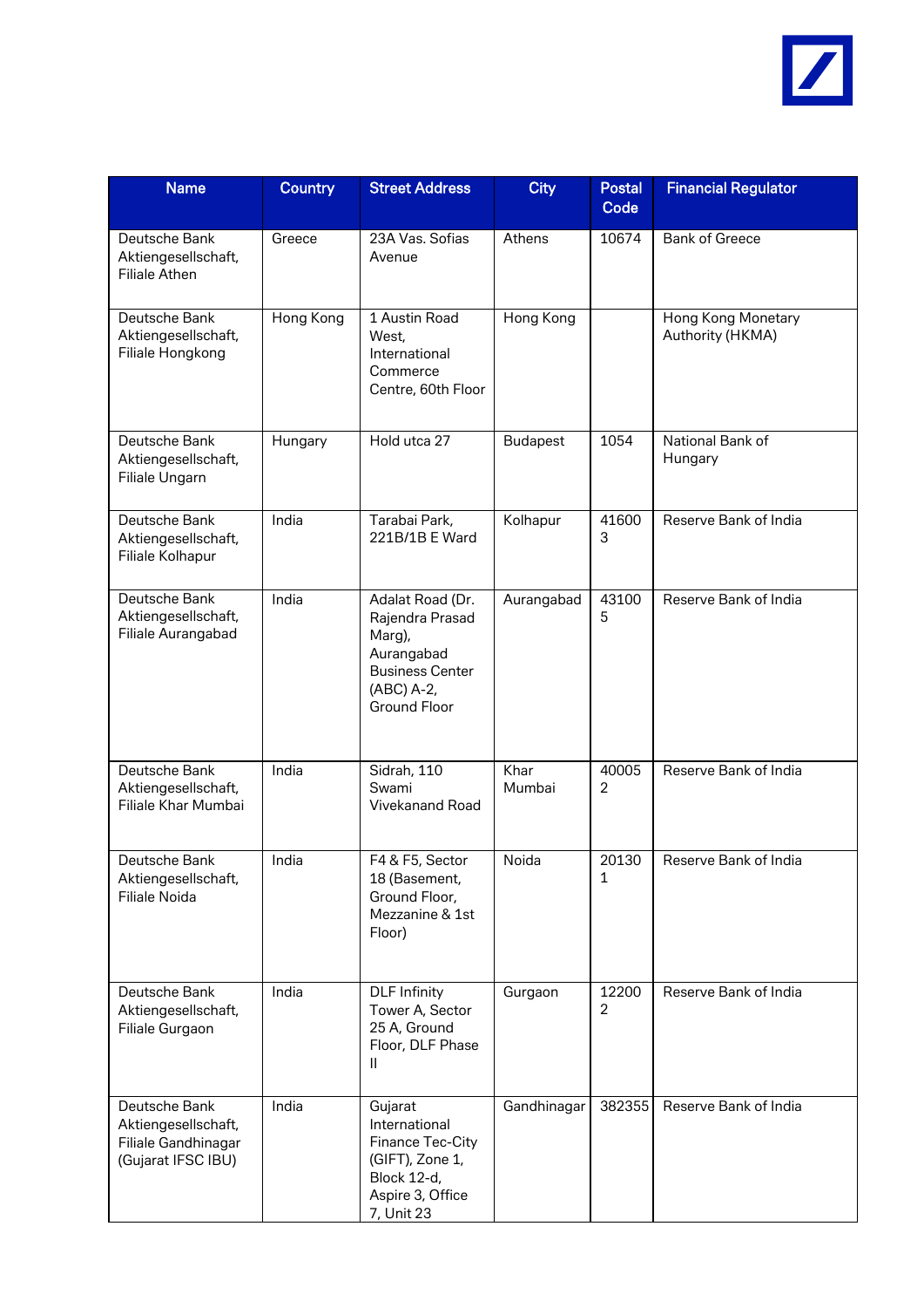| Name | Country | Street Address | City | Postal Code | Financial Regulator |
| --- | --- | --- | --- | --- | --- |
| Deutsche Bank Aktiengesellschaft, Filiale Athen | Greece | 23A Vas. Sofias Avenue | Athens | 10674 | Bank of Greece |
| Deutsche Bank Aktiengesellschaft, Filiale Hongkong | Hong Kong | 1 Austin Road West, International Commerce Centre, 60th Floor | Hong Kong | | Hong Kong Monetary Authority (HKMA) |
| Deutsche Bank Aktiengesellschaft, Filiale Ungarn | Hungary | Hold utca 27 | Budapest | 1054 | National Bank of Hungary |
| Deutsche Bank Aktiengesellschaft, Filiale Kolhapur | India | Tarabai Park, 221B/1B E Ward | Kolhapur | 416003 | Reserve Bank of India |
| Deutsche Bank Aktiengesellschaft, Filiale Aurangabad | India | Adalat Road (Dr. Rajendra Prasad Marg), Aurangabad Business Center (ABC) A-2, Ground Floor | Aurangabad | 431005 | Reserve Bank of India |
| Deutsche Bank Aktiengesellschaft, Filiale Khar Mumbai | India | Sidrah, 110 Swami Vivekanand Road | Khar Mumbai | 400052 | Reserve Bank of India |
| Deutsche Bank Aktiengesellschaft, Filiale Noida | India | F4 & F5, Sector 18 (Basement, Ground Floor, Mezzanine & 1st Floor) | Noida | 201301 | Reserve Bank of India |
| Deutsche Bank Aktiengesellschaft, Filiale Gurgaon | India | DLF Infinity Tower A, Sector 25 A, Ground Floor, DLF Phase II | Gurgaon | 122002 | Reserve Bank of India |
| Deutsche Bank Aktiengesellschaft, Filiale Gandhinagar (Gujarat IFSC IBU) | India | Gujarat International Finance Tec-City (GIFT), Zone 1, Block 12-d, Aspire 3, Office 7, Unit 23 | Gandhinagar | 382355 | Reserve Bank of India |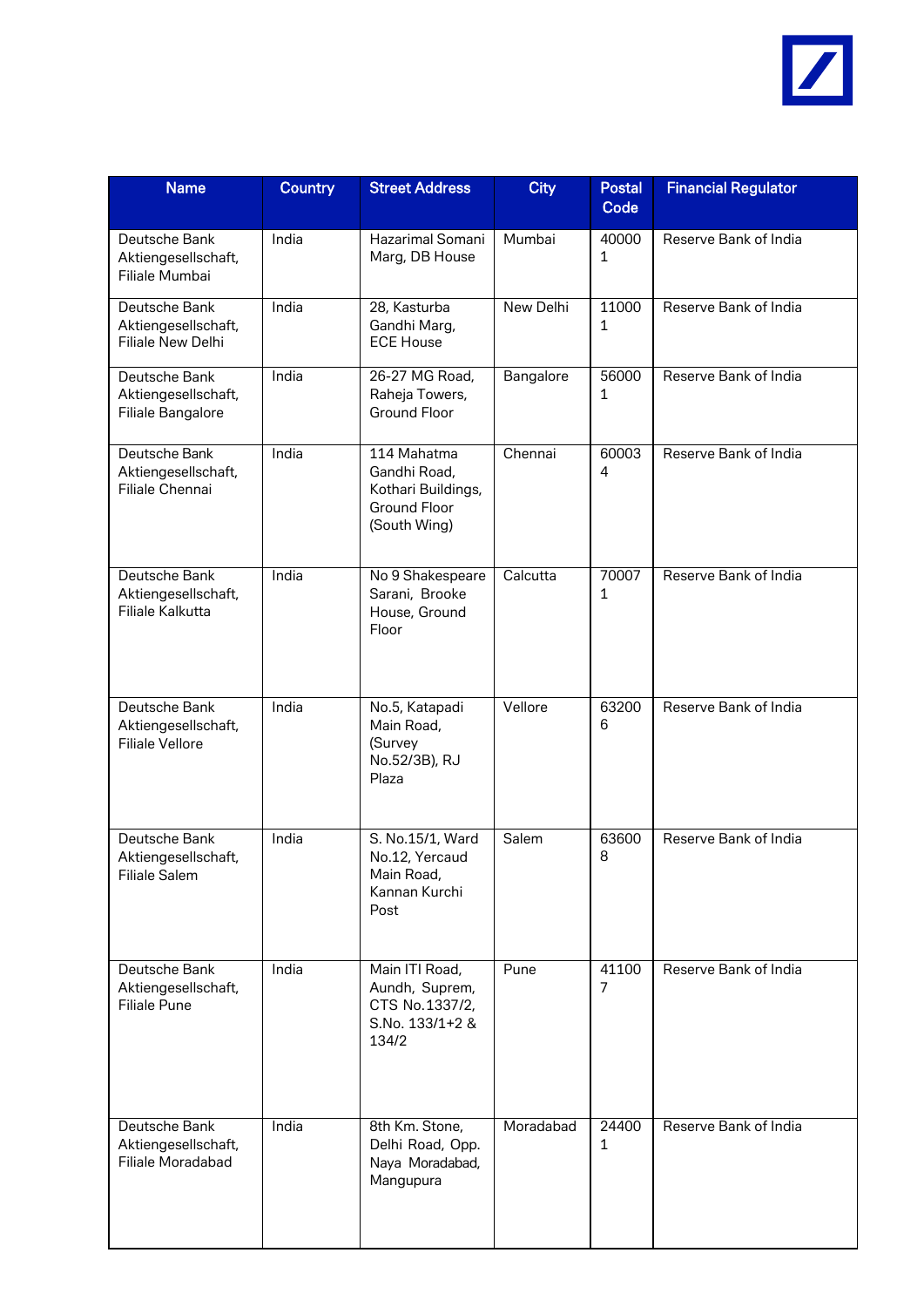| Name | Country | Street Address | City | Postal Code | Financial Regulator |
|---|---|---|---|---|---|
| Deutsche Bank Aktiengesellschaft, Filiale Mumbai | India | Hazarimal Somani Marg, DB House | Mumbai | 400001 | Reserve Bank of India |
| Deutsche Bank Aktiengesellschaft, Filiale New Delhi | India | 28, Kasturba Gandhi Marg, ECE House | New Delhi | 110001 | Reserve Bank of India |
| Deutsche Bank Aktiengesellschaft, Filiale Bangalore | India | 26-27 MG Road, Raheja Towers, Ground Floor | Bangalore | 560001 | Reserve Bank of India |
| Deutsche Bank Aktiengesellschaft, Filiale Chennai | India | 114 Mahatma Gandhi Road, Kothari Buildings, Ground Floor (South Wing) | Chennai | 600034 | Reserve Bank of India |
| Deutsche Bank Aktiengesellschaft, Filiale Kalkutta | India | No 9 Shakespeare Sarani, Brooke House, Ground Floor | Calcutta | 700071 | Reserve Bank of India |
| Deutsche Bank Aktiengesellschaft, Filiale Vellore | India | No.5, Katapadi Main Road, (Survey No.52/3B), RJ Plaza | Vellore | 632006 | Reserve Bank of India |
| Deutsche Bank Aktiengesellschaft, Filiale Salem | India | S. No.15/1, Ward No.12, Yercaud Main Road, Kannan Kurchi Post | Salem | 636008 | Reserve Bank of India |
| Deutsche Bank Aktiengesellschaft, Filiale Pune | India | Main ITI Road, Aundh, Suprem, CTS No.1337/2, S.No. 133/1+2 & 134/2 | Pune | 411007 | Reserve Bank of India |
| Deutsche Bank Aktiengesellschaft, Filiale Moradabad | India | 8th Km. Stone, Delhi Road, Opp. Naya Moradabad, Mangupura | Moradabad | 244001 | Reserve Bank of India |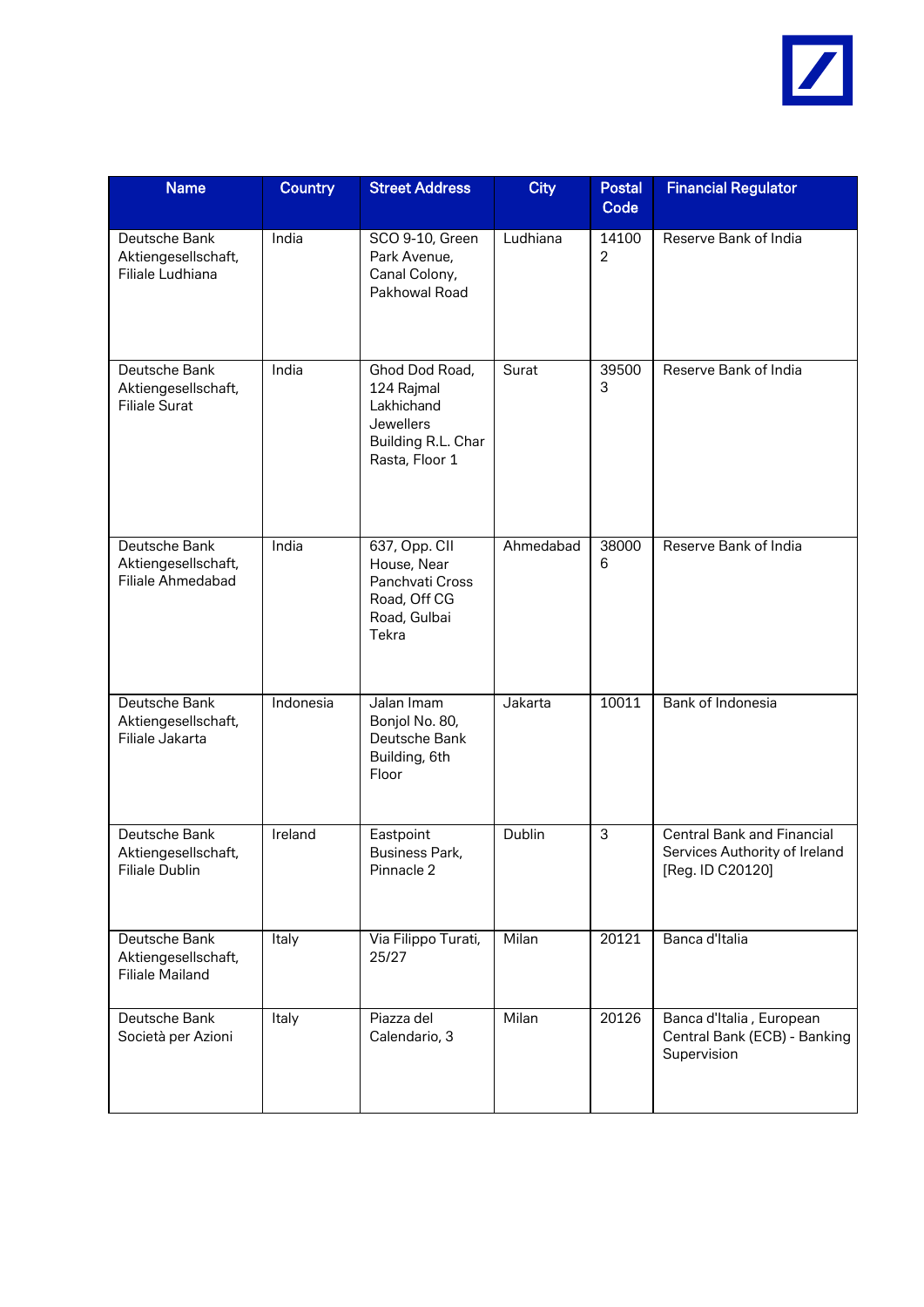| Name | Country | Street Address | City | Postal Code | Financial Regulator |
|---|---|---|---|---|---|
| Deutsche Bank Aktiengesellschaft, Filiale Ludhiana | India | SCO 9-10, Green Park Avenue, Canal Colony, Pakhowal Road | Ludhiana | 141002 | Reserve Bank of India |
| Deutsche Bank Aktiengesellschaft, Filiale Surat | India | Ghod Dod Road, 124 Rajmal Lakhichand Jewellers Building R.L. Char Rasta, Floor 1 | Surat | 395003 | Reserve Bank of India |
| Deutsche Bank Aktiengesellschaft, Filiale Ahmedabad | India | 637, Opp. CII House, Near Panchvati Cross Road, Off CG Road, Gulbai Tekra | Ahmedabad | 380006 | Reserve Bank of India |
| Deutsche Bank Aktiengesellschaft, Filiale Jakarta | Indonesia | Jalan Imam Bonjol No. 80, Deutsche Bank Building, 6th Floor | Jakarta | 10011 | Bank of Indonesia |
| Deutsche Bank Aktiengesellschaft, Filiale Dublin | Ireland | Eastpoint Business Park, Pinnacle 2 | Dublin | 3 | Central Bank and Financial Services Authority of Ireland [Reg. ID C20120] |
| Deutsche Bank Aktiengesellschaft, Filiale Mailand | Italy | Via Filippo Turati, 25/27 | Milan | 20121 | Banca d'Italia |
| Deutsche Bank Società per Azioni | Italy | Piazza del Calendario, 3 | Milan | 20126 | Banca d'Italia , European Central Bank (ECB) - Banking Supervision |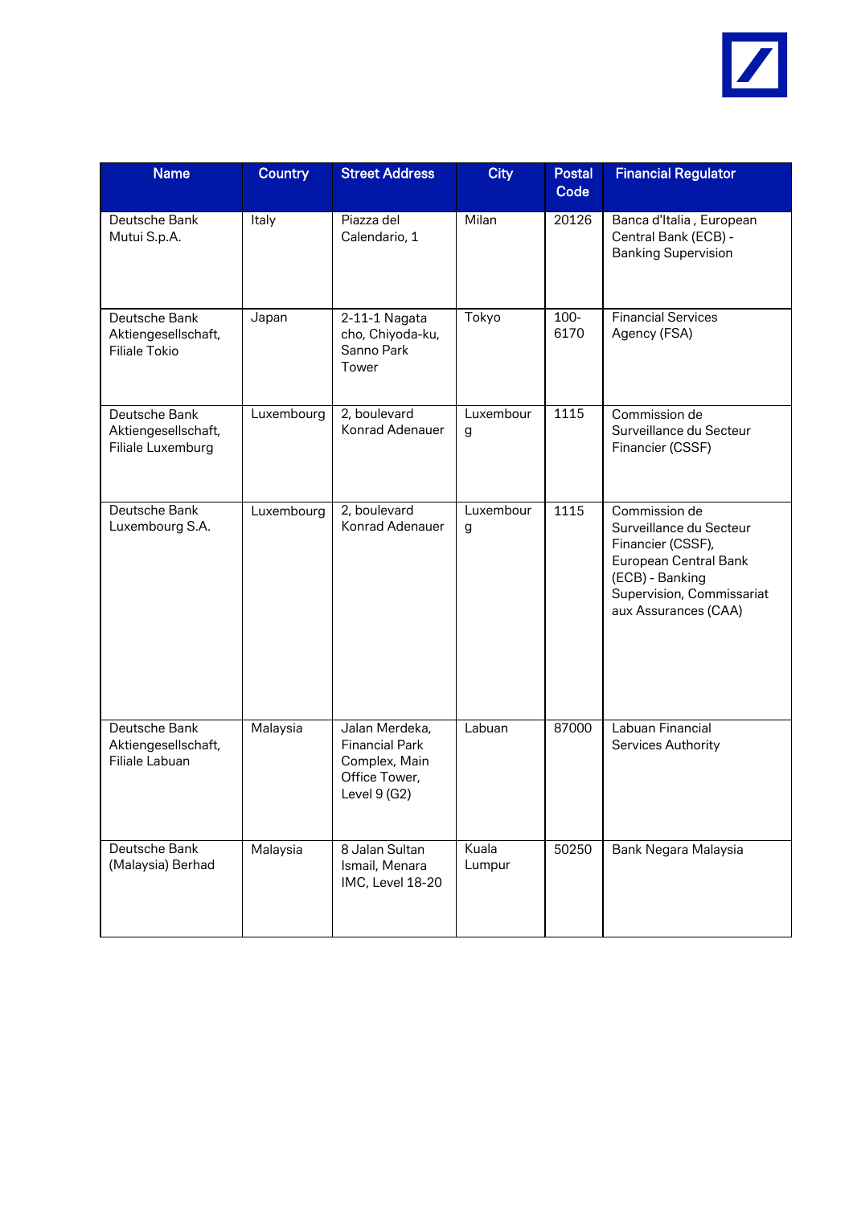| Name | Country | Street Address | City | Postal Code | Financial Regulator |
|---|---|---|---|---|---|
| Deutsche Bank Mutui S.p.A. | Italy | Piazza del Calendario, 1 | Milan | 20126 | Banca d'Italia , European Central Bank (ECB) - Banking Supervision |
| Deutsche Bank Aktiengesellschaft, Filiale Tokio | Japan | 2-11-1 Nagata cho, Chiyoda-ku, Sanno Park Tower | Tokyo | 100-6170 | Financial Services Agency (FSA) |
| Deutsche Bank Aktiengesellschaft, Filiale Luxemburg | Luxembourg | 2, boulevard Konrad Adenauer | Luxembourg | 1115 | Commission de Surveillance du Secteur Financier (CSSF) |
| Deutsche Bank Luxembourg S.A. | Luxembourg | 2, boulevard Konrad Adenauer | Luxembourg | 1115 | Commission de Surveillance du Secteur Financier (CSSF), European Central Bank (ECB) - Banking Supervision, Commissariat aux Assurances (CAA) |
| Deutsche Bank Aktiengesellschaft, Filiale Labuan | Malaysia | Jalan Merdeka, Financial Park Complex, Main Office Tower, Level 9 (G2) | Labuan | 87000 | Labuan Financial Services Authority |
| Deutsche Bank (Malaysia) Berhad | Malaysia | 8 Jalan Sultan Ismail, Menara IMC, Level 18-20 | Kuala Lumpur | 50250 | Bank Negara Malaysia |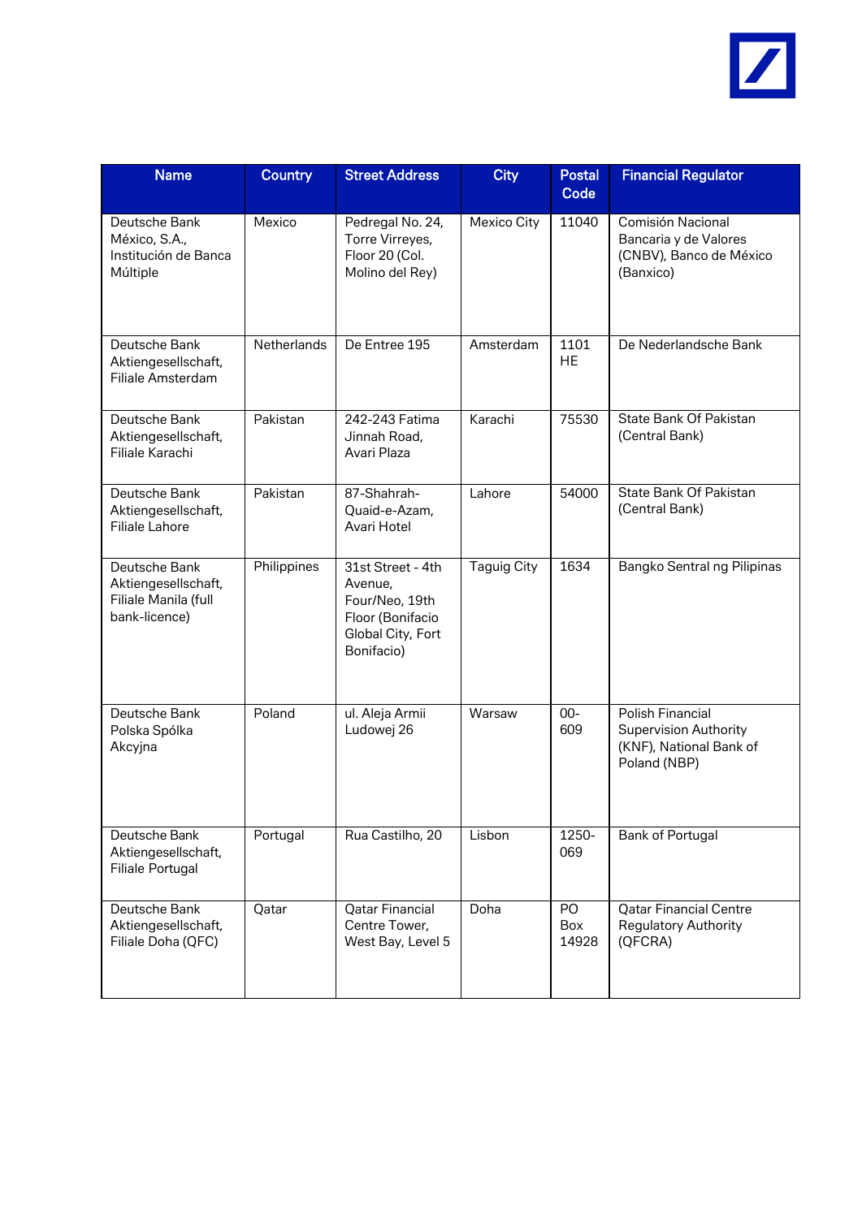| Name | Country | Street Address | City | Postal Code | Financial Regulator |
|---|---|---|---|---|---|
| Deutsche Bank México, S.A., Institución de Banca Múltiple | Mexico | Pedregal No. 24, Torre Virreyes, Floor 20 (Col. Molino del Rey) | Mexico City | 11040 | Comisión Nacional Bancaria y de Valores (CNBV), Banco de México (Banxico) |
| Deutsche Bank Aktiengesellschaft, Filiale Amsterdam | Netherlands | De Entree 195 | Amsterdam | 1101 HE | De Nederlandsche Bank |
| Deutsche Bank Aktiengesellschaft, Filiale Karachi | Pakistan | 242-243 Fatima Jinnah Road, Avari Plaza | Karachi | 75530 | State Bank Of Pakistan (Central Bank) |
| Deutsche Bank Aktiengesellschaft, Filiale Lahore | Pakistan | 87-Shahrah-Quaid-e-Azam, Avari Hotel | Lahore | 54000 | State Bank Of Pakistan (Central Bank) |
| Deutsche Bank Aktiengesellschaft, Filiale Manila (full bank-licence) | Philippines | 31st Street - 4th Avenue, Four/Neo, 19th Floor (Bonifacio Global City, Fort Bonifacio) | Taguig City | 1634 | Bangko Sentral ng Pilipinas |
| Deutsche Bank Polska Spólka Akcyjna | Poland | ul. Aleja Armii Ludowej 26 | Warsaw | 00-609 | Polish Financial Supervision Authority (KNF), National Bank of Poland (NBP) |
| Deutsche Bank Aktiengesellschaft, Filiale Portugal | Portugal | Rua Castilho, 20 | Lisbon | 1250-069 | Bank of Portugal |
| Deutsche Bank Aktiengesellschaft, Filiale Doha (QFC) | Qatar | Qatar Financial Centre Tower, West Bay, Level 5 | Doha | PO Box 14928 | Qatar Financial Centre Regulatory Authority (QFCRA) |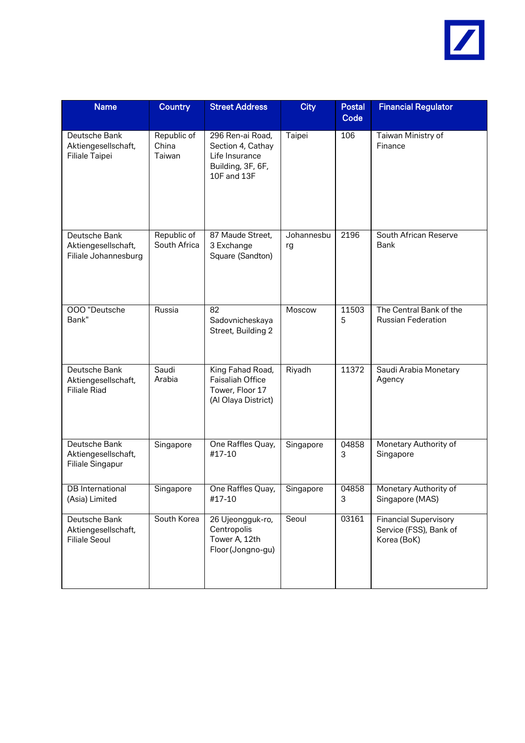| Name | Country | Street Address | City | Postal Code | Financial Regulator |
|---|---|---|---|---|---|
| Deutsche Bank Aktiengesellschaft, Filiale Taipei | Republic of China Taiwan | 296 Ren-ai Road, Section 4, Cathay Life Insurance Building, 3F, 6F, 10F and 13F | Taipei | 106 | Taiwan Ministry of Finance |
| Deutsche Bank Aktiengesellschaft, Filiale Johannesburg | Republic of South Africa | 87 Maude Street, 3 Exchange Square (Sandton) | Johannesburg | 2196 | South African Reserve Bank |
| OOO "Deutsche Bank" | Russia | 82 Sadovnicheskaya Street, Building 2 | Moscow | 115035 | The Central Bank of the Russian Federation |
| Deutsche Bank Aktiengesellschaft, Filiale Riad | Saudi Arabia | King Fahad Road, Faisaliah Office Tower, Floor 17 (Al Olaya District) | Riyadh | 11372 | Saudi Arabia Monetary Agency |
| Deutsche Bank Aktiengesellschaft, Filiale Singapur | Singapore | One Raffles Quay, #17-10 | Singapore | 048583 | Monetary Authority of Singapore |
| DB International (Asia) Limited | Singapore | One Raffles Quay, #17-10 | Singapore | 048583 | Monetary Authority of Singapore (MAS) |
| Deutsche Bank Aktiengesellschaft, Filiale Seoul | South Korea | 26 Ujeongguk-ro, Centropolis Tower A, 12th Floor(Jongno-gu) | Seoul | 03161 | Financial Supervisory Service (FSS), Bank of Korea (BoK) |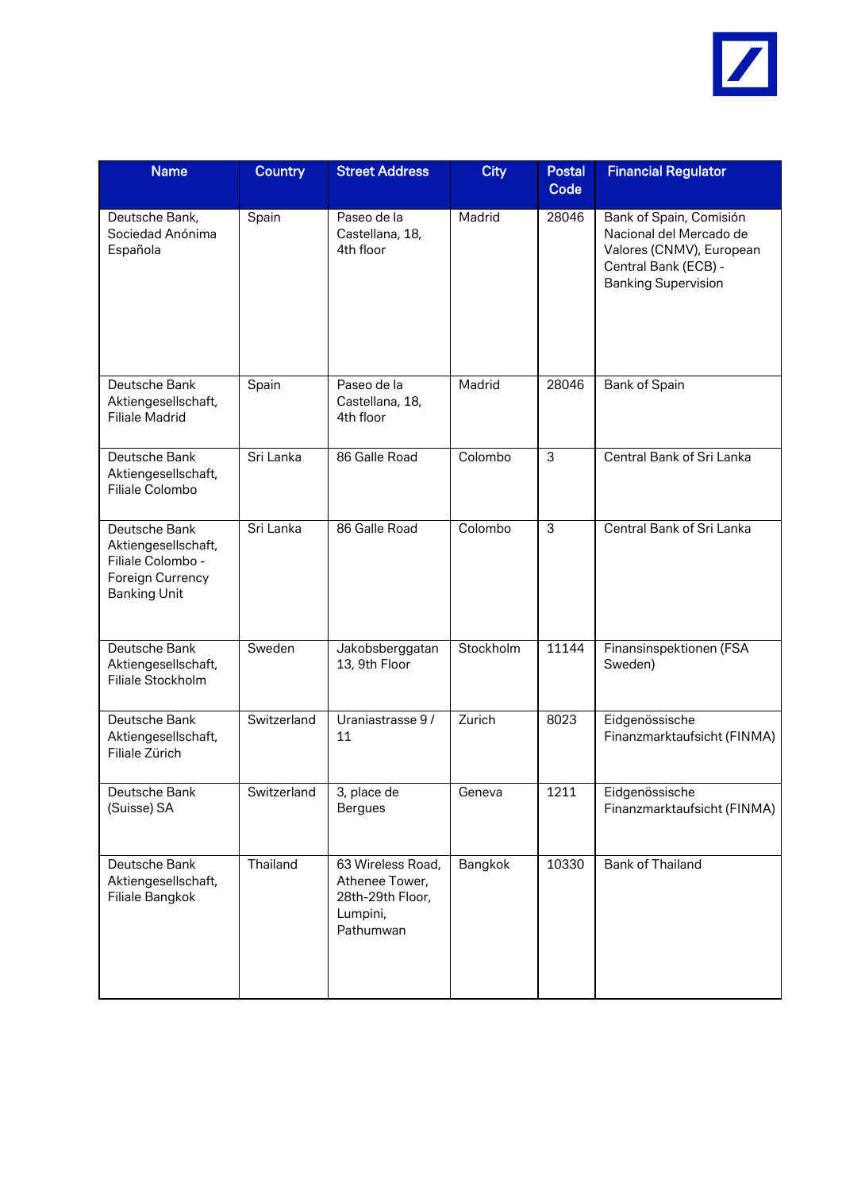| Name | Country | Street Address | City | Postal Code | Financial Regulator |
|---|---|---|---|---|---|
| Deutsche Bank, Sociedad Anónima Española | Spain | Paseo de la Castellana, 18, 4th floor | Madrid | 28046 | Bank of Spain, Comisión Nacional del Mercado de Valores (CNMV), European Central Bank (ECB) - Banking Supervision |
| Deutsche Bank Aktiengesellschaft, Filiale Madrid | Spain | Paseo de la Castellana, 18, 4th floor | Madrid | 28046 | Bank of Spain |
| Deutsche Bank Aktiengesellschaft, Filiale Colombo | Sri Lanka | 86 Galle Road | Colombo | 3 | Central Bank of Sri Lanka |
| Deutsche Bank Aktiengesellschaft, Filiale Colombo - Foreign Currency Banking Unit | Sri Lanka | 86 Galle Road | Colombo | 3 | Central Bank of Sri Lanka |
| Deutsche Bank Aktiengesellschaft, Filiale Stockholm | Sweden | Jakobsberggatan 13, 9th Floor | Stockholm | 11144 | Finansinspektionen (FSA Sweden) |
| Deutsche Bank Aktiengesellschaft, Filiale Zürich | Switzerland | Uraniastrasse 9 / 11 | Zurich | 8023 | Eidgenössische Finanzmarktaufsicht (FINMA) |
| Deutsche Bank (Suisse) SA | Switzerland | 3, place de Bergues | Geneva | 1211 | Eidgenössische Finanzmarktaufsicht (FINMA) |
| Deutsche Bank Aktiengesellschaft, Filiale Bangkok | Thailand | 63 Wireless Road, Athenee Tower, 28th-29th Floor, Lumpini, Pathumwan | Bangkok | 10330 | Bank of Thailand |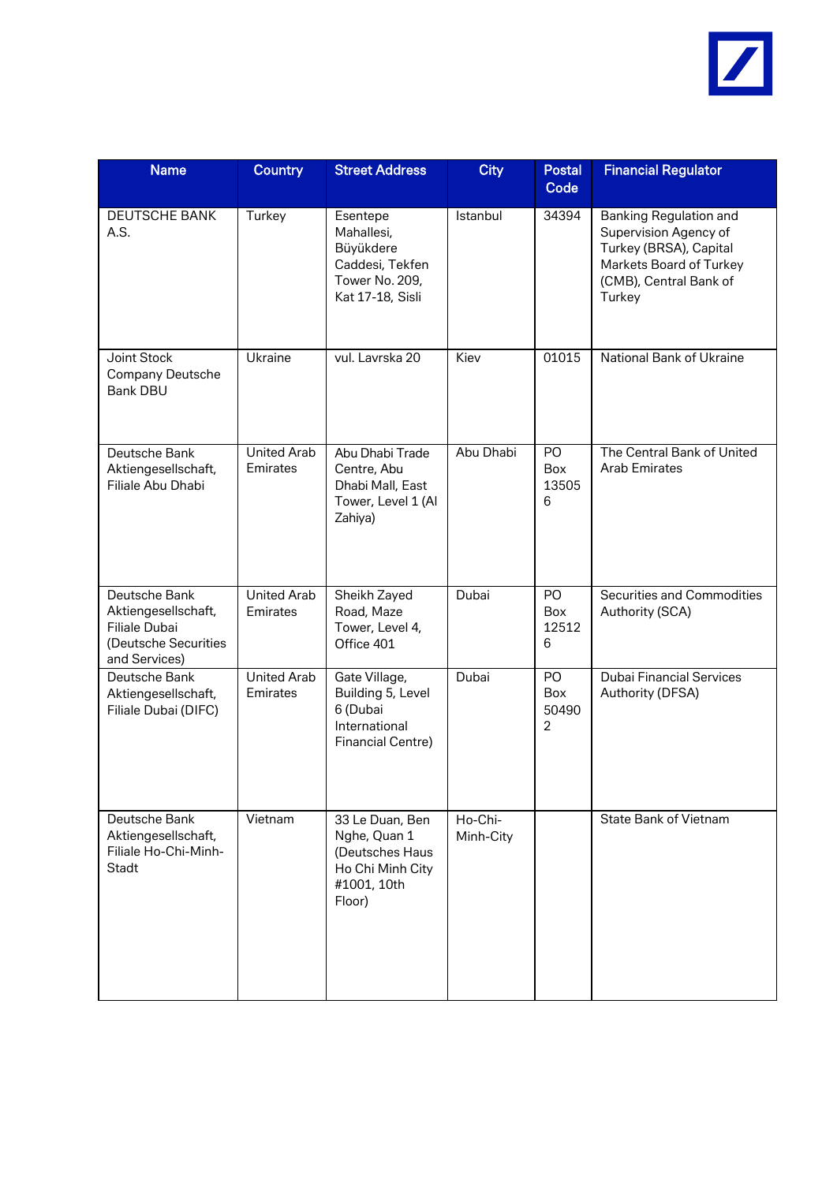| Name | Country | Street Address | City | Postal Code | Financial Regulator |
|---|---|---|---|---|---|
| DEUTSCHE BANK A.S. | Turkey | Esentepe Mahallesi, Büyükdere Caddesi, Tekfen Tower No. 209, Kat 17-18, Sisli | Istanbul | 34394 | Banking Regulation and Supervision Agency of Turkey (BRSA), Capital Markets Board of Turkey (CMB), Central Bank of Turkey |
| Joint Stock Company Deutsche Bank DBU | Ukraine | vul. Lavrska 20 | Kiev | 01015 | National Bank of Ukraine |
| Deutsche Bank Aktiengesellschaft, Filiale Abu Dhabi | United Arab Emirates | Abu Dhabi Trade Centre, Abu Dhabi Mall, East Tower, Level 1 (Al Zahiya) | Abu Dhabi | PO Box 135056 | The Central Bank of United Arab Emirates |
| Deutsche Bank Aktiengesellschaft, Filiale Dubai (Deutsche Securities and Services) | United Arab Emirates | Sheikh Zayed Road, Maze Tower, Level 4, Office 401 | Dubai | PO Box 125126 | Securities and Commodities Authority (SCA) |
| Deutsche Bank Aktiengesellschaft, Filiale Dubai (DIFC) | United Arab Emirates | Gate Village, Building 5, Level 6 (Dubai International Financial Centre) | Dubai | PO Box 504902 | Dubai Financial Services Authority (DFSA) |
| Deutsche Bank Aktiengesellschaft, Filiale Ho-Chi-Minh-Stadt | Vietnam | 33 Le Duan, Ben Nghe, Quan 1 (Deutsches Haus Ho Chi Minh City #1001, 10th Floor) | Ho-Chi-Minh-City | | State Bank of Vietnam |